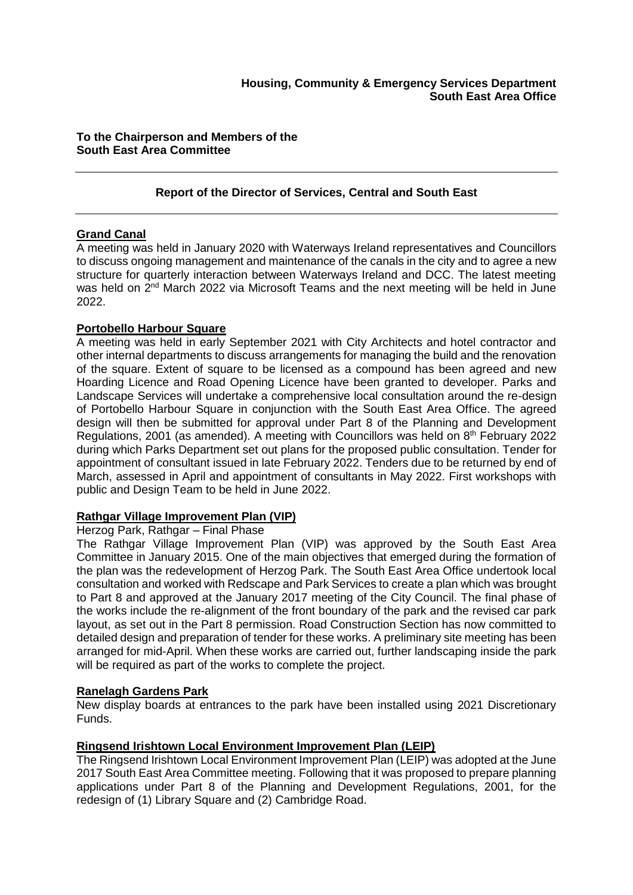**Housing, Community & Emergency Services Department**
**South East Area Office**

**To the Chairperson and Members of the**
**South East Area Committee**

---

**Report of the Director of Services, Central and South East**

---

**Grand Canal**

A meeting was held in January 2020 with Waterways Ireland representatives and Councillors to discuss ongoing management and maintenance of the canals in the city and to agree a new structure for quarterly interaction between Waterways Ireland and DCC. The latest meeting was held on 2nd March 2022 via Microsoft Teams and the next meeting will be held in June 2022.

**Portobello Harbour Square**

A meeting was held in early September 2021 with City Architects and hotel contractor and other internal departments to discuss arrangements for managing the build and the renovation of the square. Extent of square to be licensed as a compound has been agreed and new Hoarding Licence and Road Opening Licence have been granted to developer. Parks and Landscape Services will undertake a comprehensive local consultation around the re-design of Portobello Harbour Square in conjunction with the South East Area Office. The agreed design will then be submitted for approval under Part 8 of the Planning and Development Regulations, 2001 (as amended). A meeting with Councillors was held on 8th February 2022 during which Parks Department set out plans for the proposed public consultation. Tender for appointment of consultant issued in late February 2022. Tenders due to be returned by end of March, assessed in April and appointment of consultants in May 2022. First workshops with public and Design Team to be held in June 2022.

**Rathgar Village Improvement Plan (VIP)**

Herzog Park, Rathgar – Final Phase

The Rathgar Village Improvement Plan (VIP) was approved by the South East Area Committee in January 2015. One of the main objectives that emerged during the formation of the plan was the redevelopment of Herzog Park. The South East Area Office undertook local consultation and worked with Redscape and Park Services to create a plan which was brought to Part 8 and approved at the January 2017 meeting of the City Council. The final phase of the works include the re-alignment of the front boundary of the park and the revised car park layout, as set out in the Part 8 permission. Road Construction Section has now committed to detailed design and preparation of tender for these works. A preliminary site meeting has been arranged for mid-April. When these works are carried out, further landscaping inside the park will be required as part of the works to complete the project.

**Ranelagh Gardens Park**

New display boards at entrances to the park have been installed using 2021 Discretionary Funds.

**Ringsend Irishtown Local Environment Improvement Plan (LEIP)**

The Ringsend Irishtown Local Environment Improvement Plan (LEIP) was adopted at the June 2017 South East Area Committee meeting. Following that it was proposed to prepare planning applications under Part 8 of the Planning and Development Regulations, 2001, for the redesign of (1) Library Square and (2) Cambridge Road.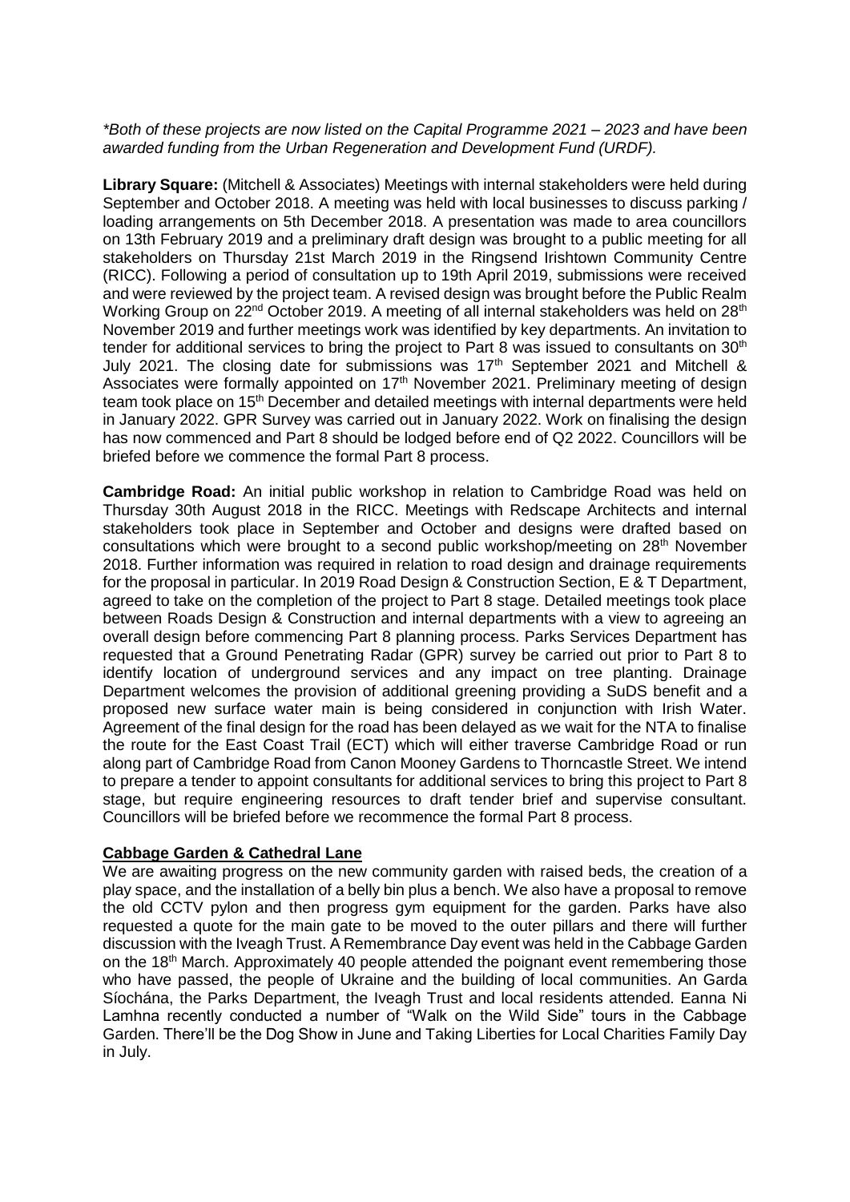*\*Both of these projects are now listed on the Capital Programme 2021 – 2023 and have been awarded funding from the Urban Regeneration and Development Fund (URDF).*

**Library Square:** (Mitchell & Associates) Meetings with internal stakeholders were held during September and October 2018. A meeting was held with local businesses to discuss parking / loading arrangements on 5th December 2018. A presentation was made to area councillors on 13th February 2019 and a preliminary draft design was brought to a public meeting for all stakeholders on Thursday 21st March 2019 in the Ringsend Irishtown Community Centre (RICC). Following a period of consultation up to 19th April 2019, submissions were received and were reviewed by the project team. A revised design was brought before the Public Realm Working Group on 22nd October 2019. A meeting of all internal stakeholders was held on 28th November 2019 and further meetings work was identified by key departments. An invitation to tender for additional services to bring the project to Part 8 was issued to consultants on 30th July 2021. The closing date for submissions was 17th September 2021 and Mitchell & Associates were formally appointed on 17th November 2021. Preliminary meeting of design team took place on 15th December and detailed meetings with internal departments were held in January 2022. GPR Survey was carried out in January 2022. Work on finalising the design has now commenced and Part 8 should be lodged before end of Q2 2022. Councillors will be briefed before we commence the formal Part 8 process.

**Cambridge Road:** An initial public workshop in relation to Cambridge Road was held on Thursday 30th August 2018 in the RICC. Meetings with Redscape Architects and internal stakeholders took place in September and October and designs were drafted based on consultations which were brought to a second public workshop/meeting on 28th November 2018. Further information was required in relation to road design and drainage requirements for the proposal in particular. In 2019 Road Design & Construction Section, E & T Department, agreed to take on the completion of the project to Part 8 stage. Detailed meetings took place between Roads Design & Construction and internal departments with a view to agreeing an overall design before commencing Part 8 planning process. Parks Services Department has requested that a Ground Penetrating Radar (GPR) survey be carried out prior to Part 8 to identify location of underground services and any impact on tree planting. Drainage Department welcomes the provision of additional greening providing a SuDS benefit and a proposed new surface water main is being considered in conjunction with Irish Water. Agreement of the final design for the road has been delayed as we wait for the NTA to finalise the route for the East Coast Trail (ECT) which will either traverse Cambridge Road or run along part of Cambridge Road from Canon Mooney Gardens to Thorncastle Street. We intend to prepare a tender to appoint consultants for additional services to bring this project to Part 8 stage, but require engineering resources to draft tender brief and supervise consultant. Councillors will be briefed before we recommence the formal Part 8 process.

**Cabbage Garden & Cathedral Lane**

We are awaiting progress on the new community garden with raised beds, the creation of a play space, and the installation of a belly bin plus a bench. We also have a proposal to remove the old CCTV pylon and then progress gym equipment for the garden. Parks have also requested a quote for the main gate to be moved to the outer pillars and there will further discussion with the Iveagh Trust. A Remembrance Day event was held in the Cabbage Garden on the 18th March. Approximately 40 people attended the poignant event remembering those who have passed, the people of Ukraine and the building of local communities. An Garda Síochána, the Parks Department, the Iveagh Trust and local residents attended. Eanna Ni Lamhna recently conducted a number of "Walk on the Wild Side" tours in the Cabbage Garden. There'll be the Dog Show in June and Taking Liberties for Local Charities Family Day in July.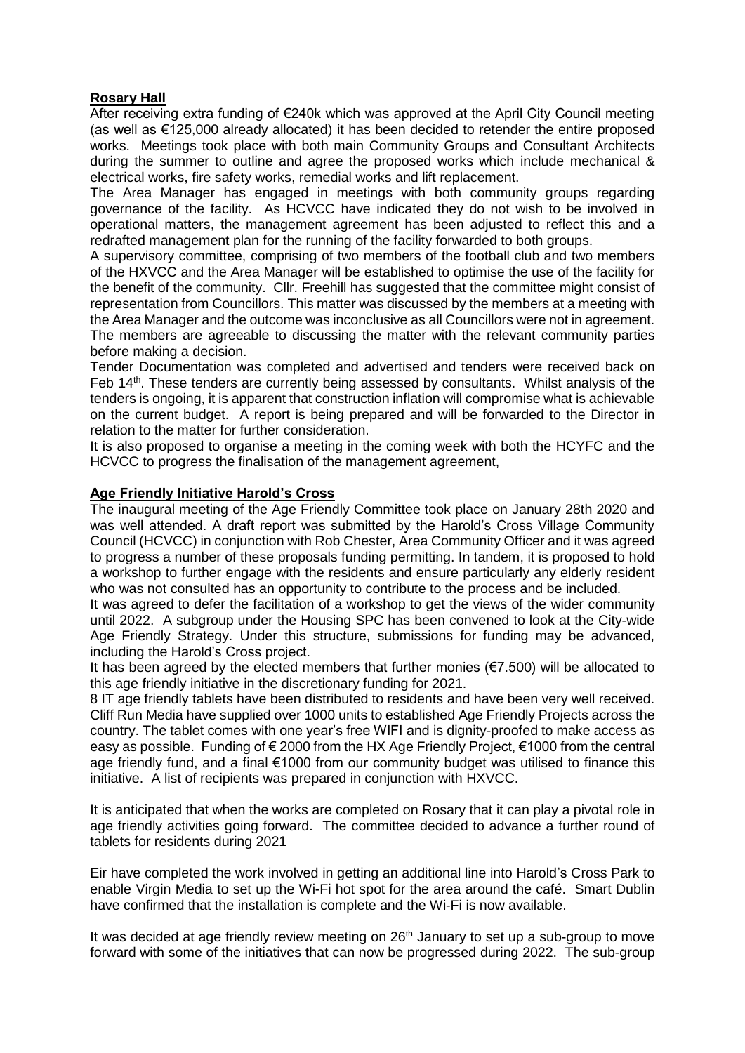**Rosary Hall**

After receiving extra funding of €240k which was approved at the April City Council meeting (as well as €125,000 already allocated) it has been decided to retender the entire proposed works. Meetings took place with both main Community Groups and Consultant Architects during the summer to outline and agree the proposed works which include mechanical & electrical works, fire safety works, remedial works and lift replacement.

The Area Manager has engaged in meetings with both community groups regarding governance of the facility. As HCVCC have indicated they do not wish to be involved in operational matters, the management agreement has been adjusted to reflect this and a redrafted management plan for the running of the facility forwarded to both groups.

A supervisory committee, comprising of two members of the football club and two members of the HXVCC and the Area Manager will be established to optimise the use of the facility for the benefit of the community. Cllr. Freehill has suggested that the committee might consist of representation from Councillors. This matter was discussed by the members at a meeting with the Area Manager and the outcome was inconclusive as all Councillors were not in agreement. The members are agreeable to discussing the matter with the relevant community parties before making a decision.

Tender Documentation was completed and advertised and tenders were received back on Feb 14th. These tenders are currently being assessed by consultants. Whilst analysis of the tenders is ongoing, it is apparent that construction inflation will compromise what is achievable on the current budget. A report is being prepared and will be forwarded to the Director in relation to the matter for further consideration.

It is also proposed to organise a meeting in the coming week with both the HCYFC and the HCVCC to progress the finalisation of the management agreement,

**Age Friendly Initiative Harold's Cross**

The inaugural meeting of the Age Friendly Committee took place on January 28th 2020 and was well attended. A draft report was submitted by the Harold's Cross Village Community Council (HCVCC) in conjunction with Rob Chester, Area Community Officer and it was agreed to progress a number of these proposals funding permitting. In tandem, it is proposed to hold a workshop to further engage with the residents and ensure particularly any elderly resident who was not consulted has an opportunity to contribute to the process and be included.

It was agreed to defer the facilitation of a workshop to get the views of the wider community until 2022. A subgroup under the Housing SPC has been convened to look at the City-wide Age Friendly Strategy. Under this structure, submissions for funding may be advanced, including the Harold's Cross project.

It has been agreed by the elected members that further monies (€7.500) will be allocated to this age friendly initiative in the discretionary funding for 2021.

8 IT age friendly tablets have been distributed to residents and have been very well received. Cliff Run Media have supplied over 1000 units to established Age Friendly Projects across the country. The tablet comes with one year's free WIFI and is dignity-proofed to make access as easy as possible. Funding of € 2000 from the HX Age Friendly Project, €1000 from the central age friendly fund, and a final €1000 from our community budget was utilised to finance this initiative. A list of recipients was prepared in conjunction with HXVCC.

It is anticipated that when the works are completed on Rosary that it can play a pivotal role in age friendly activities going forward. The committee decided to advance a further round of tablets for residents during 2021

Eir have completed the work involved in getting an additional line into Harold's Cross Park to enable Virgin Media to set up the Wi-Fi hot spot for the area around the café. Smart Dublin have confirmed that the installation is complete and the Wi-Fi is now available.

It was decided at age friendly review meeting on 26th January to set up a sub-group to move forward with some of the initiatives that can now be progressed during 2022. The sub-group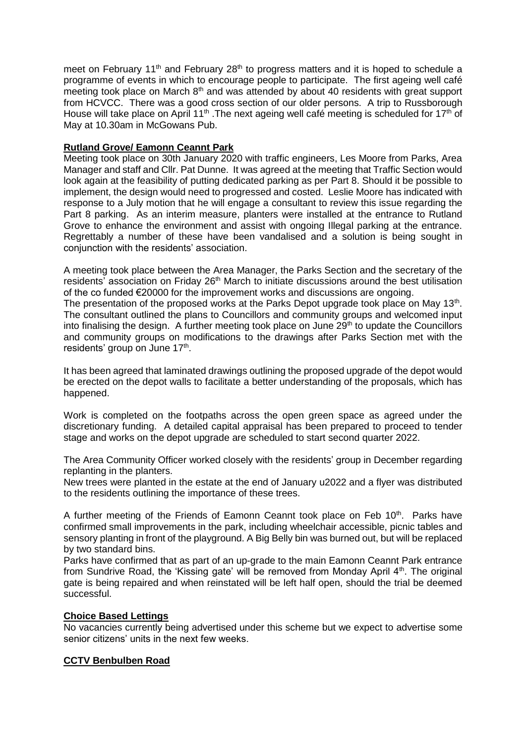meet on February 11th and February 28th to progress matters and it is hoped to schedule a programme of events in which to encourage people to participate. The first ageing well café meeting took place on March 8th and was attended by about 40 residents with great support from HCVCC. There was a good cross section of our older persons. A trip to Russborough House will take place on April 11th .The next ageing well café meeting is scheduled for 17th of May at 10.30am in McGowans Pub.

**Rutland Grove/ Eamonn Ceannt Park**

Meeting took place on 30th January 2020 with traffic engineers, Les Moore from Parks, Area Manager and staff and Cllr. Pat Dunne. It was agreed at the meeting that Traffic Section would look again at the feasibility of putting dedicated parking as per Part 8. Should it be possible to implement, the design would need to progressed and costed. Leslie Moore has indicated with response to a July motion that he will engage a consultant to review this issue regarding the Part 8 parking. As an interim measure, planters were installed at the entrance to Rutland Grove to enhance the environment and assist with ongoing Illegal parking at the entrance. Regrettably a number of these have been vandalised and a solution is being sought in conjunction with the residents' association.

A meeting took place between the Area Manager, the Parks Section and the secretary of the residents' association on Friday 26th March to initiate discussions around the best utilisation of the co funded €20000 for the improvement works and discussions are ongoing.

The presentation of the proposed works at the Parks Depot upgrade took place on May 13th. The consultant outlined the plans to Councillors and community groups and welcomed input into finalising the design. A further meeting took place on June 29th to update the Councillors and community groups on modifications to the drawings after Parks Section met with the residents' group on June 17th.

It has been agreed that laminated drawings outlining the proposed upgrade of the depot would be erected on the depot walls to facilitate a better understanding of the proposals, which has happened.

Work is completed on the footpaths across the open green space as agreed under the discretionary funding. A detailed capital appraisal has been prepared to proceed to tender stage and works on the depot upgrade are scheduled to start second quarter 2022.

The Area Community Officer worked closely with the residents' group in December regarding replanting in the planters.

New trees were planted in the estate at the end of January u2022 and a flyer was distributed to the residents outlining the importance of these trees.

A further meeting of the Friends of Eamonn Ceannt took place on Feb 10th. Parks have confirmed small improvements in the park, including wheelchair accessible, picnic tables and sensory planting in front of the playground. A Big Belly bin was burned out, but will be replaced by two standard bins.

Parks have confirmed that as part of an up-grade to the main Eamonn Ceannt Park entrance from Sundrive Road, the 'Kissing gate' will be removed from Monday April 4th. The original gate is being repaired and when reinstated will be left half open, should the trial be deemed successful.

**Choice Based Lettings**

No vacancies currently being advertised under this scheme but we expect to advertise some senior citizens' units in the next few weeks.

**CCTV Benbulben Road**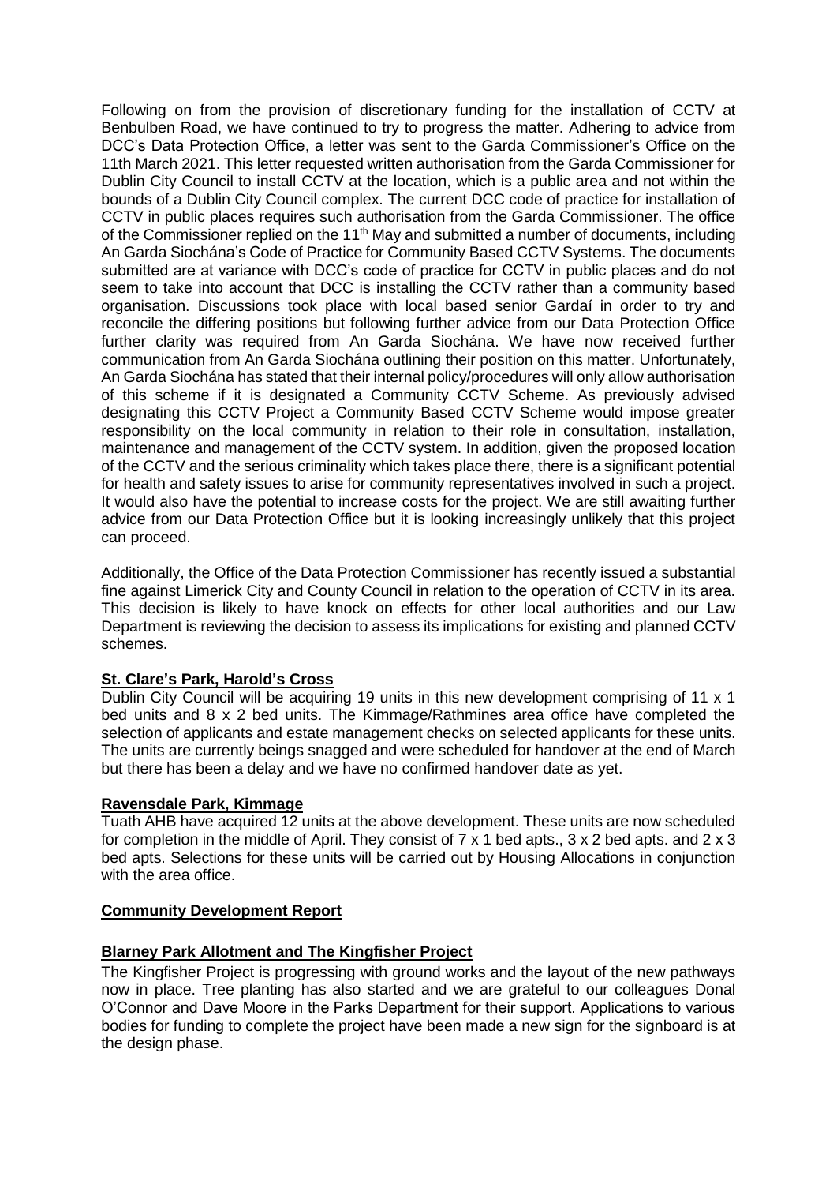Following on from the provision of discretionary funding for the installation of CCTV at Benbulben Road, we have continued to try to progress the matter. Adhering to advice from DCC's Data Protection Office, a letter was sent to the Garda Commissioner's Office on the 11th March 2021. This letter requested written authorisation from the Garda Commissioner for Dublin City Council to install CCTV at the location, which is a public area and not within the bounds of a Dublin City Council complex. The current DCC code of practice for installation of CCTV in public places requires such authorisation from the Garda Commissioner. The office of the Commissioner replied on the 11th May and submitted a number of documents, including An Garda Siochána's Code of Practice for Community Based CCTV Systems. The documents submitted are at variance with DCC's code of practice for CCTV in public places and do not seem to take into account that DCC is installing the CCTV rather than a community based organisation. Discussions took place with local based senior Gardaí in order to try and reconcile the differing positions but following further advice from our Data Protection Office further clarity was required from An Garda Siochána. We have now received further communication from An Garda Siochána outlining their position on this matter. Unfortunately, An Garda Siochána has stated that their internal policy/procedures will only allow authorisation of this scheme if it is designated a Community CCTV Scheme. As previously advised designating this CCTV Project a Community Based CCTV Scheme would impose greater responsibility on the local community in relation to their role in consultation, installation, maintenance and management of the CCTV system. In addition, given the proposed location of the CCTV and the serious criminality which takes place there, there is a significant potential for health and safety issues to arise for community representatives involved in such a project. It would also have the potential to increase costs for the project. We are still awaiting further advice from our Data Protection Office but it is looking increasingly unlikely that this project can proceed.

Additionally, the Office of the Data Protection Commissioner has recently issued a substantial fine against Limerick City and County Council in relation to the operation of CCTV in its area. This decision is likely to have knock on effects for other local authorities and our Law Department is reviewing the decision to assess its implications for existing and planned CCTV schemes.

**St. Clare's Park, Harold's Cross**

Dublin City Council will be acquiring 19 units in this new development comprising of 11 x 1 bed units and 8 x 2 bed units. The Kimmage/Rathmines area office have completed the selection of applicants and estate management checks on selected applicants for these units. The units are currently beings snagged and were scheduled for handover at the end of March but there has been a delay and we have no confirmed handover date as yet.

**Ravensdale Park, Kimmage**

Tuath AHB have acquired 12 units at the above development. These units are now scheduled for completion in the middle of April. They consist of 7 x 1 bed apts., 3 x 2 bed apts. and 2 x 3 bed apts. Selections for these units will be carried out by Housing Allocations in conjunction with the area office.

**Community Development Report**

**Blarney Park Allotment and The Kingfisher Project**

The Kingfisher Project is progressing with ground works and the layout of the new pathways now in place. Tree planting has also started and we are grateful to our colleagues Donal O'Connor and Dave Moore in the Parks Department for their support. Applications to various bodies for funding to complete the project have been made a new sign for the signboard is at the design phase.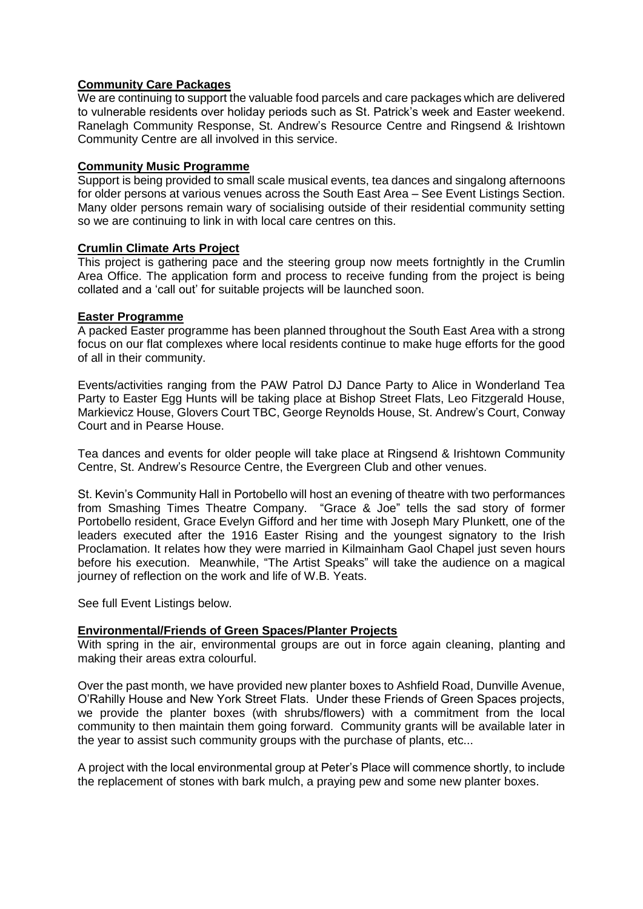**Community Care Packages**

We are continuing to support the valuable food parcels and care packages which are delivered to vulnerable residents over holiday periods such as St. Patrick's week and Easter weekend. Ranelagh Community Response, St. Andrew's Resource Centre and Ringsend & Irishtown Community Centre are all involved in this service.

**Community Music Programme**

Support is being provided to small scale musical events, tea dances and singalong afternoons for older persons at various venues across the South East Area – See Event Listings Section. Many older persons remain wary of socialising outside of their residential community setting so we are continuing to link in with local care centres on this.

**Crumlin Climate Arts Project**

This project is gathering pace and the steering group now meets fortnightly in the Crumlin Area Office. The application form and process to receive funding from the project is being collated and a 'call out' for suitable projects will be launched soon.

**Easter Programme**

A packed Easter programme has been planned throughout the South East Area with a strong focus on our flat complexes where local residents continue to make huge efforts for the good of all in their community.

Events/activities ranging from the PAW Patrol DJ Dance Party to Alice in Wonderland Tea Party to Easter Egg Hunts will be taking place at Bishop Street Flats, Leo Fitzgerald House, Markievicz House, Glovers Court TBC, George Reynolds House, St. Andrew's Court, Conway Court and in Pearse House.

Tea dances and events for older people will take place at Ringsend & Irishtown Community Centre, St. Andrew's Resource Centre, the Evergreen Club and other venues.

St. Kevin's Community Hall in Portobello will host an evening of theatre with two performances from Smashing Times Theatre Company. "Grace & Joe" tells the sad story of former Portobello resident, Grace Evelyn Gifford and her time with Joseph Mary Plunkett, one of the leaders executed after the 1916 Easter Rising and the youngest signatory to the Irish Proclamation. It relates how they were married in Kilmainham Gaol Chapel just seven hours before his execution. Meanwhile, "The Artist Speaks" will take the audience on a magical journey of reflection on the work and life of W.B. Yeats.

See full Event Listings below.

**Environmental/Friends of Green Spaces/Planter Projects**

With spring in the air, environmental groups are out in force again cleaning, planting and making their areas extra colourful.

Over the past month, we have provided new planter boxes to Ashfield Road, Dunville Avenue, O'Rahilly House and New York Street Flats. Under these Friends of Green Spaces projects, we provide the planter boxes (with shrubs/flowers) with a commitment from the local community to then maintain them going forward. Community grants will be available later in the year to assist such community groups with the purchase of plants, etc...

A project with the local environmental group at Peter's Place will commence shortly, to include the replacement of stones with bark mulch, a praying pew and some new planter boxes.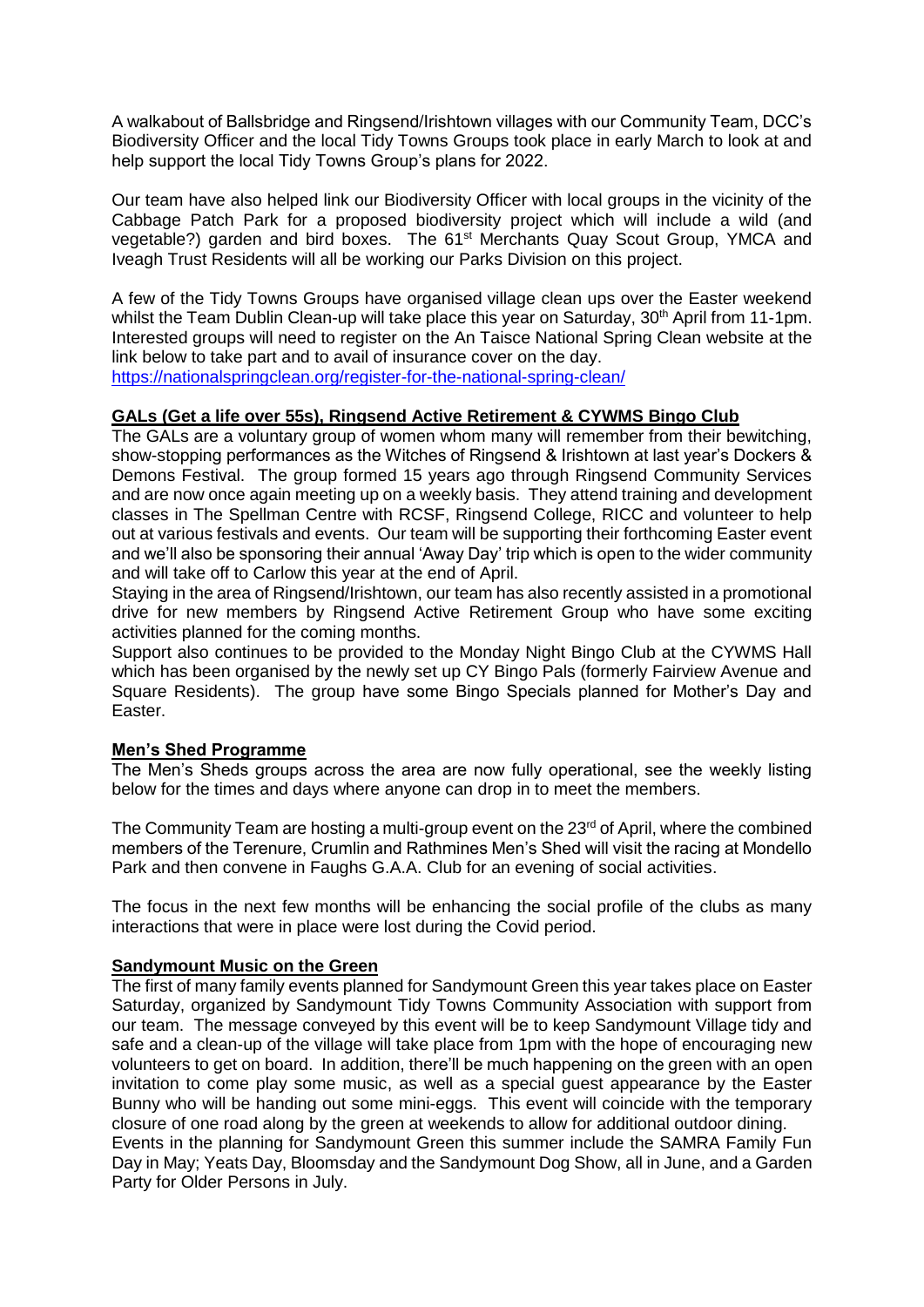A walkabout of Ballsbridge and Ringsend/Irishtown villages with our Community Team, DCC's Biodiversity Officer and the local Tidy Towns Groups took place in early March to look at and help support the local Tidy Towns Group's plans for 2022.

Our team have also helped link our Biodiversity Officer with local groups in the vicinity of the Cabbage Patch Park for a proposed biodiversity project which will include a wild (and vegetable?) garden and bird boxes. The 61st Merchants Quay Scout Group, YMCA and Iveagh Trust Residents will all be working our Parks Division on this project.

A few of the Tidy Towns Groups have organised village clean ups over the Easter weekend whilst the Team Dublin Clean-up will take place this year on Saturday, 30th April from 11-1pm. Interested groups will need to register on the An Taisce National Spring Clean website at the link below to take part and to avail of insurance cover on the day.
https://nationalspringclean.org/register-for-the-national-spring-clean/

**GALs (Get a life over 55s), Ringsend Active Retirement & CYWMS Bingo Club**

The GALs are a voluntary group of women whom many will remember from their bewitching, show-stopping performances as the Witches of Ringsend & Irishtown at last year's Dockers & Demons Festival. The group formed 15 years ago through Ringsend Community Services and are now once again meeting up on a weekly basis. They attend training and development classes in The Spellman Centre with RCSF, Ringsend College, RICC and volunteer to help out at various festivals and events. Our team will be supporting their forthcoming Easter event and we'll also be sponsoring their annual 'Away Day' trip which is open to the wider community and will take off to Carlow this year at the end of April.

Staying in the area of Ringsend/Irishtown, our team has also recently assisted in a promotional drive for new members by Ringsend Active Retirement Group who have some exciting activities planned for the coming months.

Support also continues to be provided to the Monday Night Bingo Club at the CYWMS Hall which has been organised by the newly set up CY Bingo Pals (formerly Fairview Avenue and Square Residents). The group have some Bingo Specials planned for Mother's Day and Easter.

**Men's Shed Programme**

The Men's Sheds groups across the area are now fully operational, see the weekly listing below for the times and days where anyone can drop in to meet the members.

The Community Team are hosting a multi-group event on the 23rd of April, where the combined members of the Terenure, Crumlin and Rathmines Men's Shed will visit the racing at Mondello Park and then convene in Faughs G.A.A. Club for an evening of social activities.

The focus in the next few months will be enhancing the social profile of the clubs as many interactions that were in place were lost during the Covid period.

**Sandymount Music on the Green**

The first of many family events planned for Sandymount Green this year takes place on Easter Saturday, organized by Sandymount Tidy Towns Community Association with support from our team. The message conveyed by this event will be to keep Sandymount Village tidy and safe and a clean-up of the village will take place from 1pm with the hope of encouraging new volunteers to get on board. In addition, there'll be much happening on the green with an open invitation to come play some music, as well as a special guest appearance by the Easter Bunny who will be handing out some mini-eggs. This event will coincide with the temporary closure of one road along by the green at weekends to allow for additional outdoor dining.

Events in the planning for Sandymount Green this summer include the SAMRA Family Fun Day in May; Yeats Day, Bloomsday and the Sandymount Dog Show, all in June, and a Garden Party for Older Persons in July.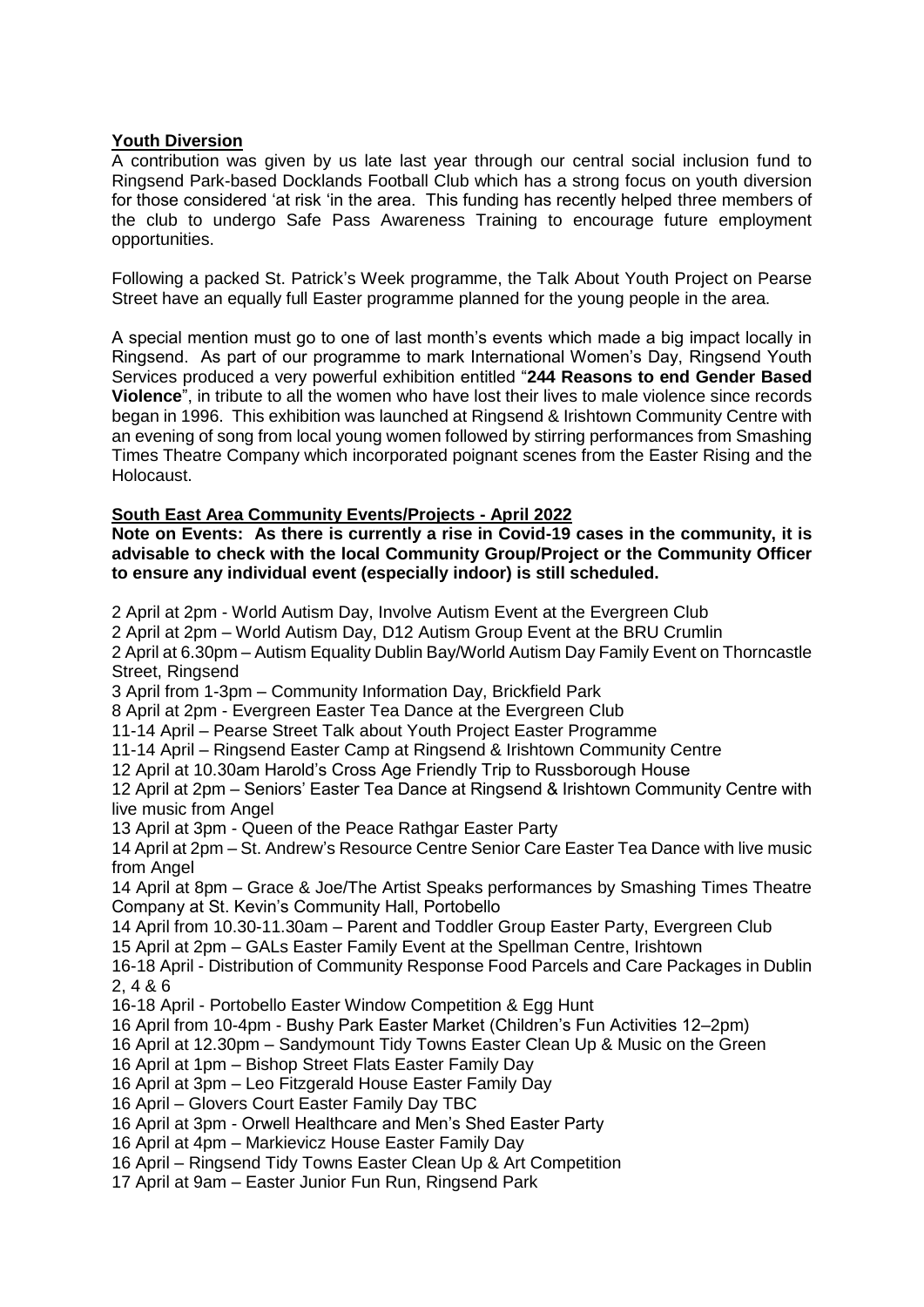**Youth Diversion**

A contribution was given by us late last year through our central social inclusion fund to Ringsend Park-based Docklands Football Club which has a strong focus on youth diversion for those considered 'at risk 'in the area. This funding has recently helped three members of the club to undergo Safe Pass Awareness Training to encourage future employment opportunities.

Following a packed St. Patrick's Week programme, the Talk About Youth Project on Pearse Street have an equally full Easter programme planned for the young people in the area.

A special mention must go to one of last month's events which made a big impact locally in Ringsend. As part of our programme to mark International Women's Day, Ringsend Youth Services produced a very powerful exhibition entitled "**244 Reasons to end Gender Based Violence**", in tribute to all the women who have lost their lives to male violence since records began in 1996. This exhibition was launched at Ringsend & Irishtown Community Centre with an evening of song from local young women followed by stirring performances from Smashing Times Theatre Company which incorporated poignant scenes from the Easter Rising and the Holocaust.

**South East Area Community Events/Projects - April 2022**

**Note on Events: As there is currently a rise in Covid-19 cases in the community, it is advisable to check with the local Community Group/Project or the Community Officer to ensure any individual event (especially indoor) is still scheduled.**

2 April at 2pm - World Autism Day, Involve Autism Event at the Evergreen Club
2 April at 2pm – World Autism Day, D12 Autism Group Event at the BRU Crumlin
2 April at 6.30pm – Autism Equality Dublin Bay/World Autism Day Family Event on Thorncastle Street, Ringsend
3 April from 1-3pm – Community Information Day, Brickfield Park
8 April at 2pm - Evergreen Easter Tea Dance at the Evergreen Club
11-14 April – Pearse Street Talk about Youth Project Easter Programme
11-14 April – Ringsend Easter Camp at Ringsend & Irishtown Community Centre
12 April at 10.30am Harold's Cross Age Friendly Trip to Russborough House
12 April at 2pm – Seniors' Easter Tea Dance at Ringsend & Irishtown Community Centre with live music from Angel
13 April at 3pm - Queen of the Peace Rathgar Easter Party
14 April at 2pm – St. Andrew's Resource Centre Senior Care Easter Tea Dance with live music from Angel
14 April at 8pm – Grace & Joe/The Artist Speaks performances by Smashing Times Theatre Company at St. Kevin's Community Hall, Portobello
14 April from 10.30-11.30am – Parent and Toddler Group Easter Party, Evergreen Club
15 April at 2pm – GALs Easter Family Event at the Spellman Centre, Irishtown
16-18 April - Distribution of Community Response Food Parcels and Care Packages in Dublin 2, 4 & 6
16-18 April - Portobello Easter Window Competition & Egg Hunt
16 April from 10-4pm - Bushy Park Easter Market (Children's Fun Activities 12–2pm)
16 April at 12.30pm – Sandymount Tidy Towns Easter Clean Up & Music on the Green
16 April at 1pm – Bishop Street Flats Easter Family Day
16 April at 3pm – Leo Fitzgerald House Easter Family Day
16 April – Glovers Court Easter Family Day TBC
16 April at 3pm - Orwell Healthcare and Men's Shed Easter Party
16 April at 4pm – Markievicz House Easter Family Day
16 April – Ringsend Tidy Towns Easter Clean Up & Art Competition
17 April at 9am – Easter Junior Fun Run, Ringsend Park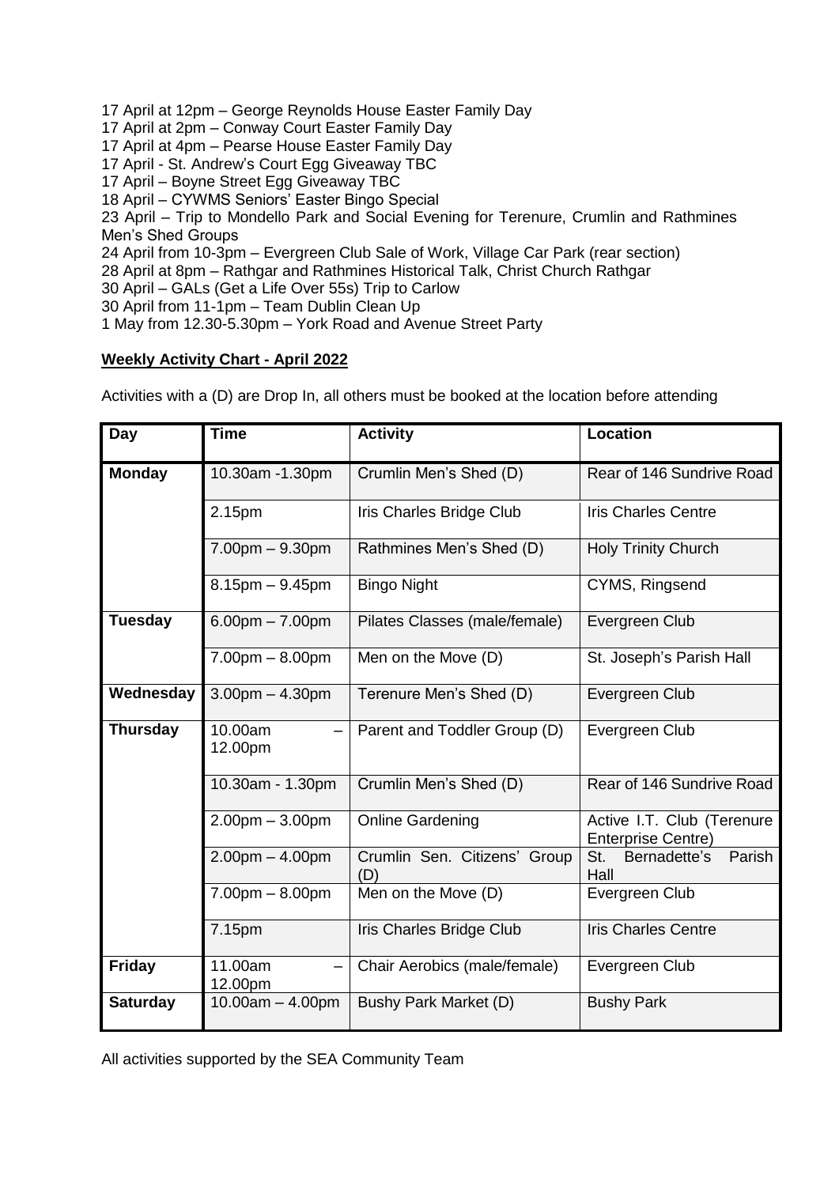17 April at 12pm – George Reynolds House Easter Family Day
17 April at 2pm – Conway Court Easter Family Day
17 April at 4pm – Pearse House Easter Family Day
17 April - St. Andrew's Court Egg Giveaway TBC
17 April – Boyne Street Egg Giveaway TBC
18 April – CYWMS Seniors' Easter Bingo Special
23 April – Trip to Mondello Park and Social Evening for Terenure, Crumlin and Rathmines Men's Shed Groups
24 April from 10-3pm – Evergreen Club Sale of Work, Village Car Park (rear section)
28 April at 8pm – Rathgar and Rathmines Historical Talk, Christ Church Rathgar
30 April – GALs (Get a Life Over 55s) Trip to Carlow
30 April from 11-1pm – Team Dublin Clean Up
1 May from 12.30-5.30pm – York Road and Avenue Street Party

**Weekly Activity Chart - April 2022**

Activities with a (D) are Drop In, all others must be booked at the location before attending

| Day | Time | Activity | Location |
|---|---|---|---|
| **Monday** | 10.30am -1.30pm | Crumlin Men's Shed (D) | Rear of 146 Sundrive Road |
| | 2.15pm | Iris Charles Bridge Club | Iris Charles Centre |
| | 7.00pm – 9.30pm | Rathmines Men's Shed (D) | Holy Trinity Church |
| | 8.15pm – 9.45pm | Bingo Night | CYMS, Ringsend |
| **Tuesday** | 6.00pm – 7.00pm | Pilates Classes (male/female) | Evergreen Club |
| | 7.00pm – 8.00pm | Men on the Move (D) | St. Joseph's Parish Hall |
| **Wednesday** | 3.00pm – 4.30pm | Terenure Men's Shed (D) | Evergreen Club |
| **Thursday** | 10.00am – 12.00pm | Parent and Toddler Group (D) | Evergreen Club |
| | 10.30am - 1.30pm | Crumlin Men's Shed (D) | Rear of 146 Sundrive Road |
| | 2.00pm – 3.00pm | Online Gardening | Active I.T. Club (Terenure Enterprise Centre) |
| | 2.00pm – 4.00pm | Crumlin Sen. Citizens' Group (D) | St. Bernadette's Parish Hall |
| | 7.00pm – 8.00pm | Men on the Move (D) | Evergreen Club |
| | 7.15pm | Iris Charles Bridge Club | Iris Charles Centre |
| **Friday** | 11.00am – 12.00pm | Chair Aerobics (male/female) | Evergreen Club |
| **Saturday** | 10.00am – 4.00pm | Bushy Park Market (D) | Bushy Park |

All activities supported by the SEA Community Team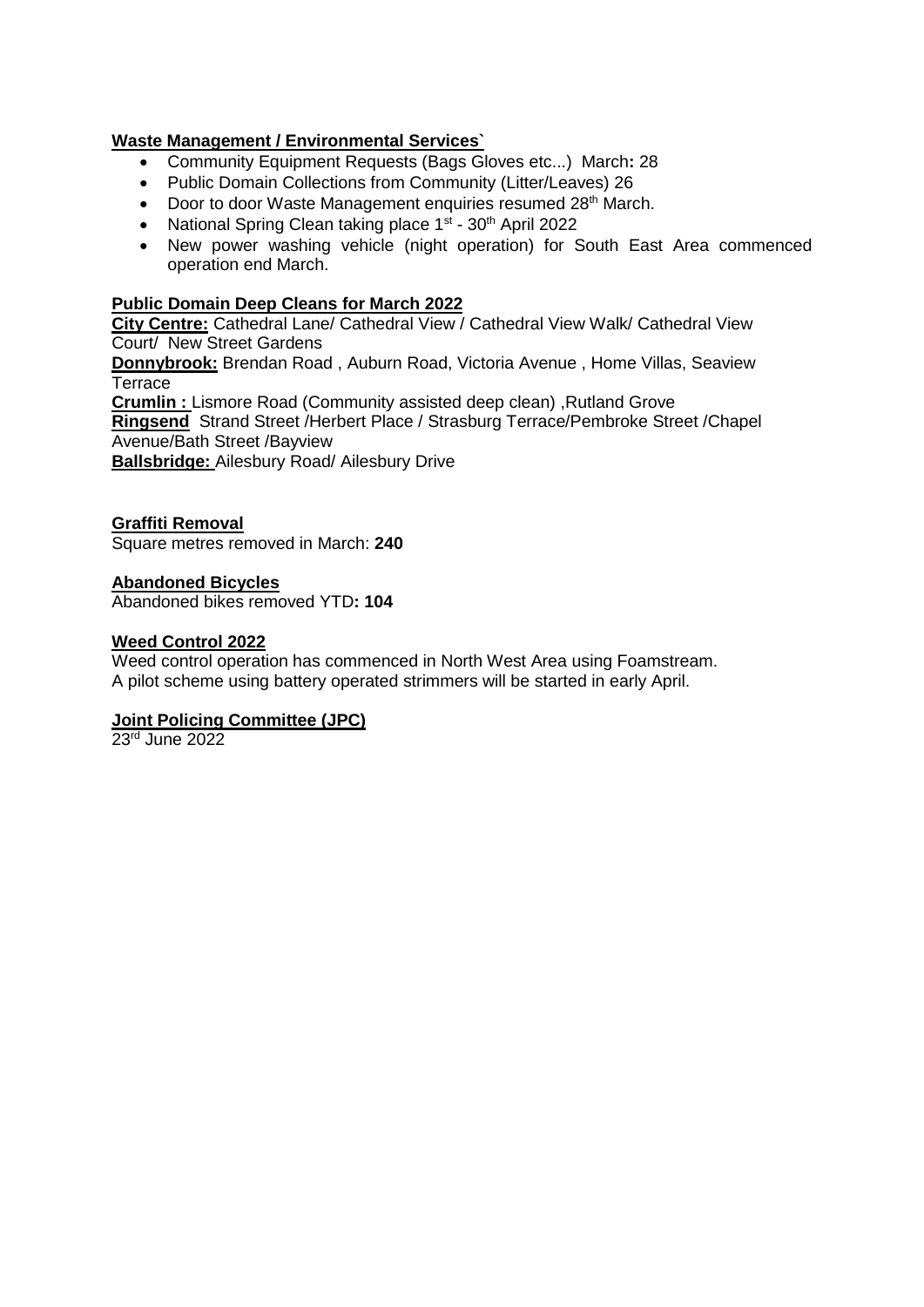**Waste Management / Environmental Services`**

- Community Equipment Requests (Bags Gloves etc...) March**:** 28
- Public Domain Collections from Community (Litter/Leaves) 26
- Door to door Waste Management enquiries resumed 28th March.
- National Spring Clean taking place 1st - 30th April 2022
- New power washing vehicle (night operation) for South East Area commenced operation end March.

**Public Domain Deep Cleans for March 2022**

**City Centre:** Cathedral Lane/ Cathedral View / Cathedral View Walk/ Cathedral View Court/ New Street Gardens
**Donnybrook:** Brendan Road , Auburn Road, Victoria Avenue , Home Villas, Seaview Terrace
**Crumlin :** Lismore Road (Community assisted deep clean) ,Rutland Grove
**Ringsend** Strand Street /Herbert Place / Strasburg Terrace/Pembroke Street /Chapel Avenue/Bath Street /Bayview
**Ballsbridge:** Ailesbury Road/ Ailesbury Drive

**Graffiti Removal**

Square metres removed in March: **240**

**Abandoned Bicycles**

Abandoned bikes removed YTD**: 104**

**Weed Control 2022**

Weed control operation has commenced in North West Area using Foamstream.
A pilot scheme using battery operated strimmers will be started in early April.

**Joint Policing Committee (JPC)**

23rd June 2022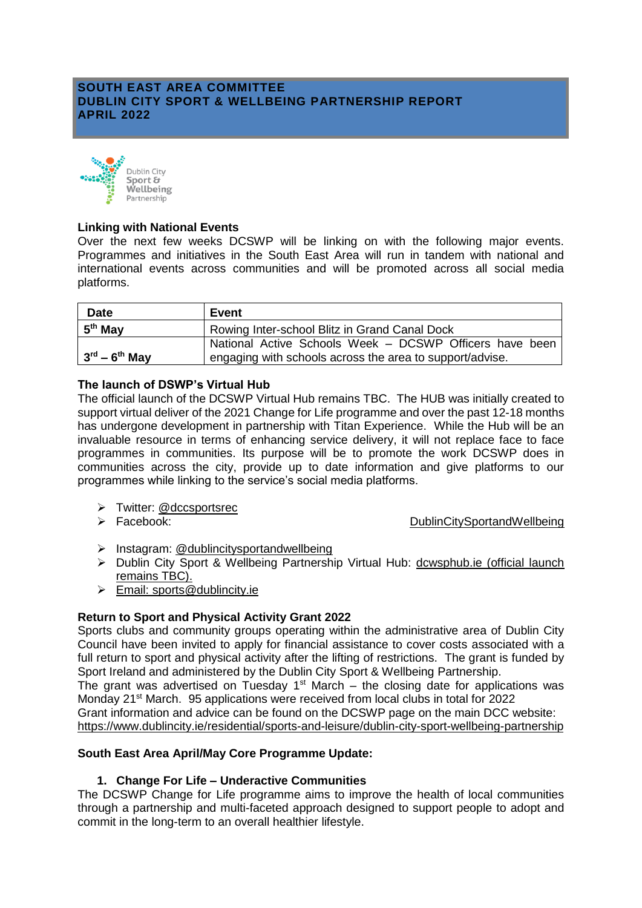**SOUTH EAST AREA COMMITTEE**
**DUBLIN CITY SPORT & WELLBEING PARTNERSHIP REPORT**
**APRIL 2022**

### Linking with National Events

Over the next few weeks DCSWP will be linking on with the following major events. Programmes and initiatives in the South East Area will run in tandem with national and international events across communities and will be promoted across all social media platforms.

| Date | Event |
|---|---|
| 5th May | Rowing Inter-school Blitz in Grand Canal Dock |
| 3rd – 6th May | National Active Schools Week – DCSWP Officers have been engaging with schools across the area to support/advise. |

### The launch of DSWP's Virtual Hub

The official launch of the DCSWP Virtual Hub remains TBC. The HUB was initially created to support virtual deliver of the 2021 Change for Life programme and over the past 12-18 months has undergone development in partnership with Titan Experience. While the Hub will be an invaluable resource in terms of enhancing service delivery, it will not replace face to face programmes in communities. Its purpose will be to promote the work DCSWP does in communities across the city, provide up to date information and give platforms to our programmes while linking to the service's social media platforms.

- Twitter: @dccsportsrec
- Facebook: DublinCitySportandWellbeing
- Instagram: @dublincitysportandwellbeing
- Dublin City Sport & Wellbeing Partnership Virtual Hub: dcwsphub.ie (official launch remains TBC).
- Email: sports@dublincity.ie

### Return to Sport and Physical Activity Grant 2022

Sports clubs and community groups operating within the administrative area of Dublin City Council have been invited to apply for financial assistance to cover costs associated with a full return to sport and physical activity after the lifting of restrictions. The grant is funded by Sport Ireland and administered by the Dublin City Sport & Wellbeing Partnership.
The grant was advertised on Tuesday 1st March – the closing date for applications was Monday 21st March. 95 applications were received from local clubs in total for 2022
Grant information and advice can be found on the DCSWP page on the main DCC website:
https://www.dublincity.ie/residential/sports-and-leisure/dublin-city-sport-wellbeing-partnership

### South East Area April/May Core Programme Update:

#### 1. Change For Life – Underactive Communities

The DCSWP Change for Life programme aims to improve the health of local communities through a partnership and multi-faceted approach designed to support people to adopt and commit in the long-term to an overall healthier lifestyle.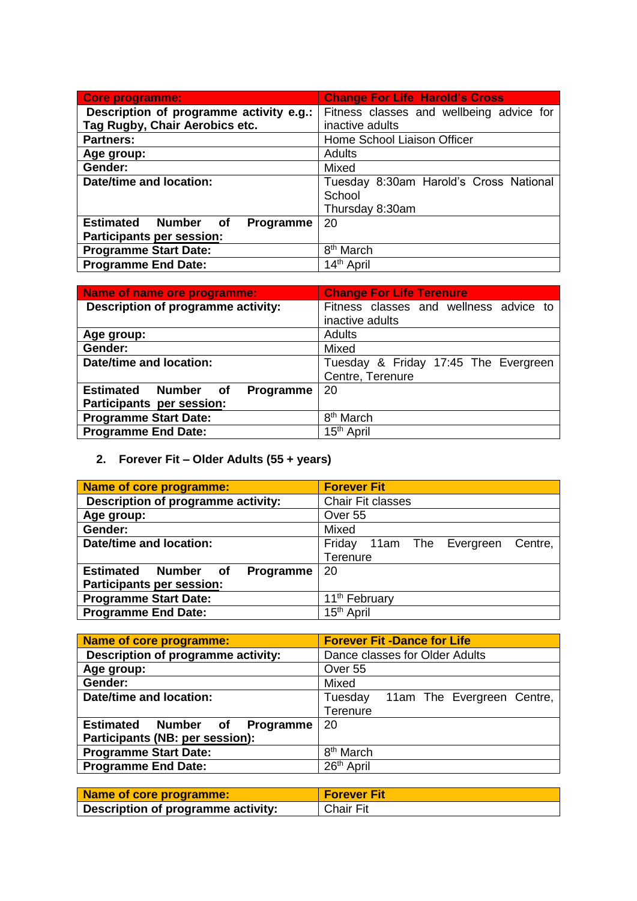| Core programme: | Change For Life Harold's Cross |
| --- | --- |
| Description of programme activity e.g.: Tag Rugby, Chair Aerobics etc. | Fitness classes and wellbeing advice for inactive adults |
| Partners: | Home School Liaison Officer |
| Age group: | Adults |
| Gender: | Mixed |
| Date/time and location: | Tuesday 8:30am Harold's Cross National School<br>Thursday 8:30am |
| Estimated Number of Programme Participants per session: | 20 |
| Programme Start Date: | 8th March |
| Programme End Date: | 14th April |

| Name of name ore programme: | Change For Life Terenure |
| --- | --- |
| Description of programme activity: | Fitness classes and wellness advice to inactive adults |
| Age group: | Adults |
| Gender: | Mixed |
| Date/time and location: | Tuesday & Friday 17:45 The Evergreen Centre, Terenure |
| Estimated Number of Programme Participants per session: | 20 |
| Programme Start Date: | 8th March |
| Programme End Date: | 15th April |

2. **Forever Fit – Older Adults (55 + years)**

| Name of core programme: | Forever Fit |
| --- | --- |
| Description of programme activity: | Chair Fit classes |
| Age group: | Over 55 |
| Gender: | Mixed |
| Date/time and location: | Friday 11am The Evergreen Centre, Terenure |
| Estimated Number of Programme Participants per session: | 20 |
| Programme Start Date: | 11th February |
| Programme End Date: | 15th April |

| Name of core programme: | Forever Fit -Dance for Life |
| --- | --- |
| Description of programme activity: | Dance classes for Older Adults |
| Age group: | Over 55 |
| Gender: | Mixed |
| Date/time and location: | Tuesday 11am The Evergreen Centre, Terenure |
| Estimated Number of Programme Participants (NB: per session): | 20 |
| Programme Start Date: | 8th March |
| Programme End Date: | 26th April |

| Name of core programme: | Forever Fit |
| --- | --- |
| Description of programme activity: | Chair Fit |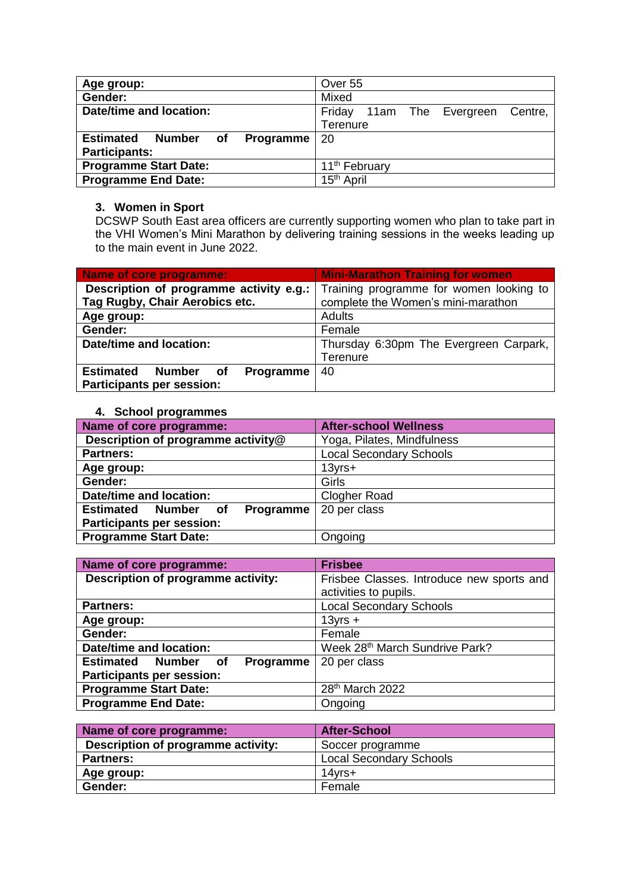| Age group: | Over 55 |
| --- | --- |
| Gender: | Mixed |
| Date/time and location: | Friday 11am The Evergreen Centre, Terenure |
| Estimated Number of Programme Participants: | 20 |
| Programme Start Date: | 11th February |
| Programme End Date: | 15th April |

### 3. Women in Sport

DCSWP South East area officers are currently supporting women who plan to take part in the VHI Women's Mini Marathon by delivering training sessions in the weeks leading up to the main event in June 2022.

| Name of core programme: | Mini-Marathon Training for women |
| --- | --- |
| Description of programme activity e.g.: Tag Rugby, Chair Aerobics etc. | Training programme for women looking to complete the Women's mini-marathon |
| Age group: | Adults |
| Gender: | Female |
| Date/time and location: | Thursday 6:30pm The Evergreen Carpark, Terenure |
| Estimated Number of Programme Participants per session: | 40 |

### 4. School programmes

| Name of core programme: | After-school Wellness |
| --- | --- |
| Description of programme activity@ | Yoga, Pilates, Mindfulness |
| Partners: | Local Secondary Schools |
| Age group: | 13yrs+ |
| Gender: | Girls |
| Date/time and location: | Clogher Road |
| Estimated Number of Programme Participants per session: | 20 per class |
| Programme Start Date: | Ongoing |

| Name of core programme: | Frisbee |
| --- | --- |
| Description of programme activity: | Frisbee Classes. Introduce new sports and activities to pupils. |
| Partners: | Local Secondary Schools |
| Age group: | 13yrs + |
| Gender: | Female |
| Date/time and location: | Week 28th March Sundrive Park? |
| Estimated Number of Programme Participants per session: | 20 per class |
| Programme Start Date: | 28th March 2022 |
| Programme End Date: | Ongoing |

| Name of core programme: | After-School |
| --- | --- |
| Description of programme activity: | Soccer programme |
| Partners: | Local Secondary Schools |
| Age group: | 14yrs+ |
| Gender: | Female |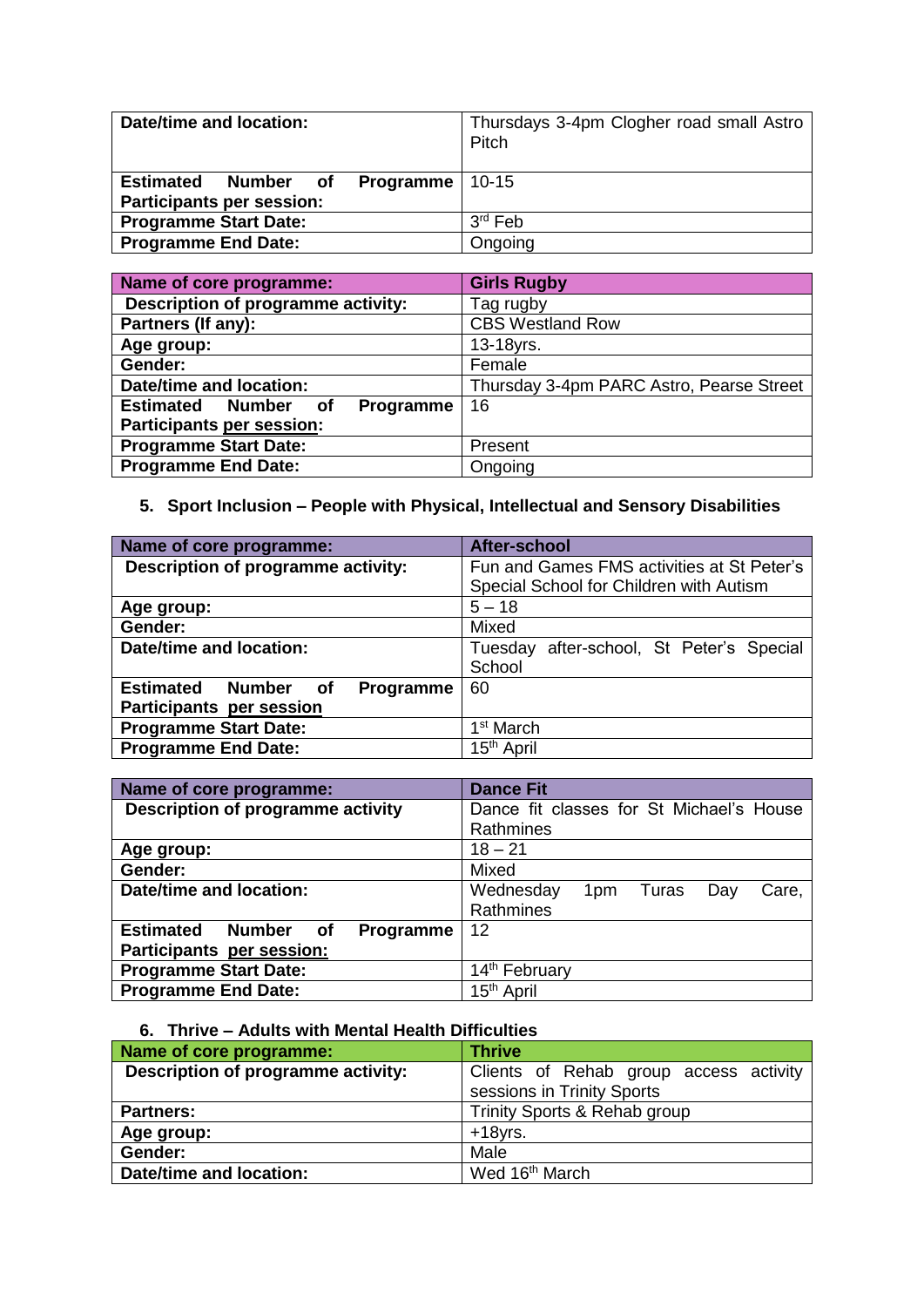| | |
|---|---|
| **Date/time and location:** | Thursdays 3-4pm Clogher road small Astro Pitch |
| **Estimated Number of Programme Participants per session:** | 10-15 |
| **Programme Start Date:** | 3rd Feb |
| **Programme End Date:** | Ongoing |

| **Name of core programme:** | **Girls Rugby** |
|---|---|
| **Description of programme activity:** | Tag rugby |
| **Partners (If any):** | CBS Westland Row |
| **Age group:** | 13-18yrs. |
| **Gender:** | Female |
| **Date/time and location:** | Thursday 3-4pm PARC Astro, Pearse Street |
| **Estimated Number of Programme Participants per session:** | 16 |
| **Programme Start Date:** | Present |
| **Programme End Date:** | Ongoing |

### 5. Sport Inclusion – People with Physical, Intellectual and Sensory Disabilities

| **Name of core programme:** | **After-school** |
|---|---|
| **Description of programme activity:** | Fun and Games FMS activities at St Peter's Special School for Children with Autism |
| **Age group:** | 5 – 18 |
| **Gender:** | Mixed |
| **Date/time and location:** | Tuesday after-school, St Peter's Special School |
| **Estimated Number of Programme Participants per session** | 60 |
| **Programme Start Date:** | 1st March |
| **Programme End Date:** | 15th April |

| **Name of core programme:** | **Dance Fit** |
|---|---|
| **Description of programme activity** | Dance fit classes for St Michael's House Rathmines |
| **Age group:** | 18 – 21 |
| **Gender:** | Mixed |
| **Date/time and location:** | Wednesday 1pm Turas Day Care, Rathmines |
| **Estimated Number of Programme Participants per session:** | 12 |
| **Programme Start Date:** | 14th February |
| **Programme End Date:** | 15th April |

### 6. Thrive – Adults with Mental Health Difficulties

| **Name of core programme:** | **Thrive** |
|---|---|
| **Description of programme activity:** | Clients of Rehab group access activity sessions in Trinity Sports |
| **Partners:** | Trinity Sports & Rehab group |
| **Age group:** | +18yrs. |
| **Gender:** | Male |
| **Date/time and location:** | Wed 16th March |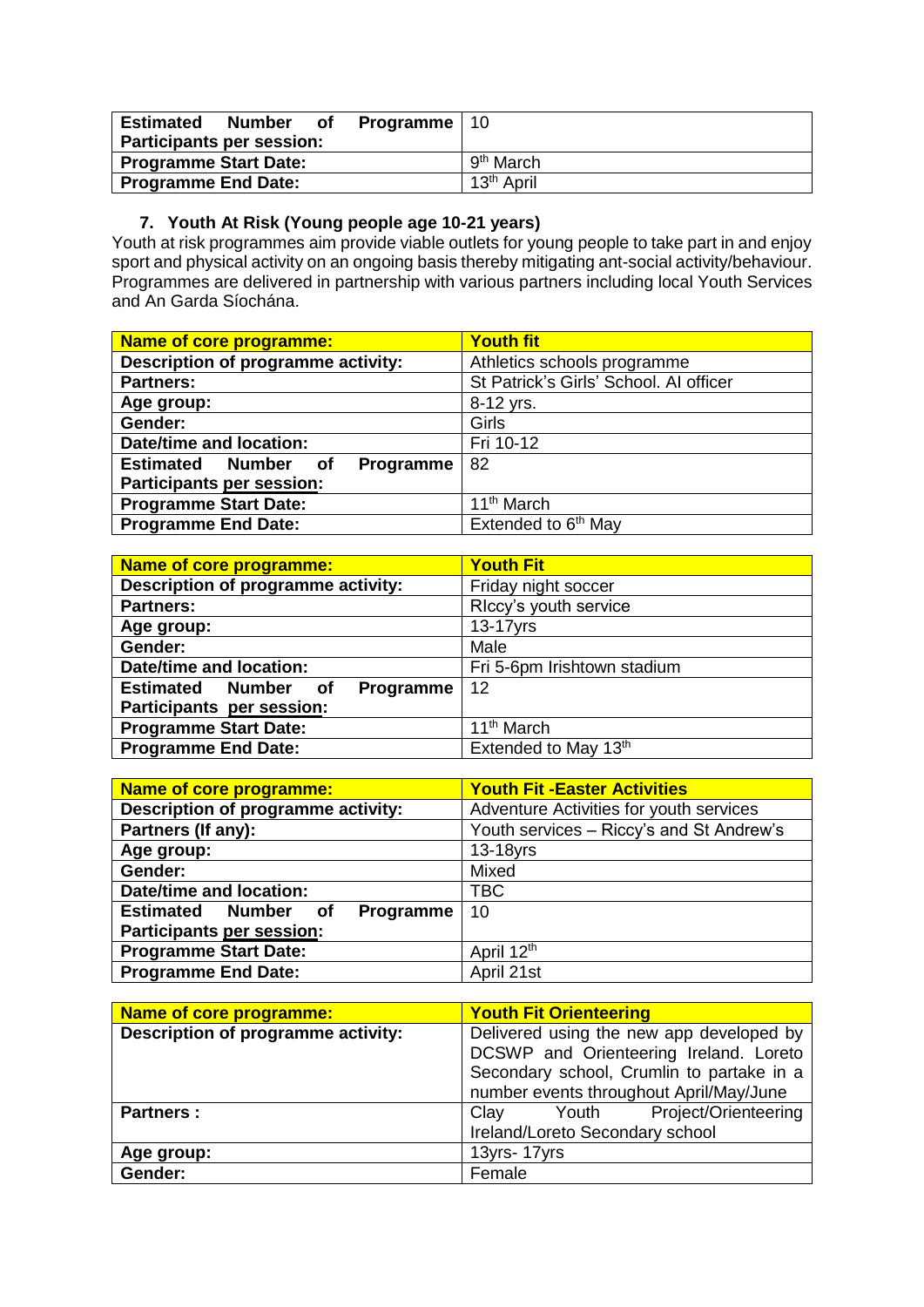| | |
|---|---|
| **Estimated Number of Programme Participants per session:** | 10 |
| **Programme Start Date:** | 9th March |
| **Programme End Date:** | 13th April |

### 7. Youth At Risk (Young people age 10-21 years)

Youth at risk programmes aim provide viable outlets for young people to take part in and enjoy sport and physical activity on an ongoing basis thereby mitigating ant-social activity/behaviour. Programmes are delivered in partnership with various partners including local Youth Services and An Garda Síochána.

| **Name of core programme:** | **Youth fit** |
|---|---|
| **Description of programme activity:** | Athletics schools programme |
| **Partners:** | St Patrick's Girls' School. AI officer |
| **Age group:** | 8-12 yrs. |
| **Gender:** | Girls |
| **Date/time and location:** | Fri 10-12 |
| **Estimated Number of Programme Participants per session:** | 82 |
| **Programme Start Date:** | 11th March |
| **Programme End Date:** | Extended to 6th May |

| **Name of core programme:** | **Youth Fit** |
|---|---|
| **Description of programme activity:** | Friday night soccer |
| **Partners:** | RIccy's youth service |
| **Age group:** | 13-17yrs |
| **Gender:** | Male |
| **Date/time and location:** | Fri 5-6pm Irishtown stadium |
| **Estimated Number of Programme Participants per session:** | 12 |
| **Programme Start Date:** | 11th March |
| **Programme End Date:** | Extended to May 13th |

| **Name of core programme:** | **Youth Fit -Easter Activities** |
|---|---|
| **Description of programme activity:** | Adventure Activities for youth services |
| **Partners (If any):** | Youth services – Riccy's and St Andrew's |
| **Age group:** | 13-18yrs |
| **Gender:** | Mixed |
| **Date/time and location:** | TBC |
| **Estimated Number of Programme Participants per session:** | 10 |
| **Programme Start Date:** | April 12th |
| **Programme End Date:** | April 21st |

| **Name of core programme:** | **Youth Fit Orienteering** |
|---|---|
| **Description of programme activity:** | Delivered using the new app developed by DCSWP and Orienteering Ireland. Loreto Secondary school, Crumlin to partake in a number events throughout April/May/June |
| **Partners :** | Clay Youth Project/Orienteering Ireland/Loreto Secondary school |
| **Age group:** | 13yrs- 17yrs |
| **Gender:** | Female |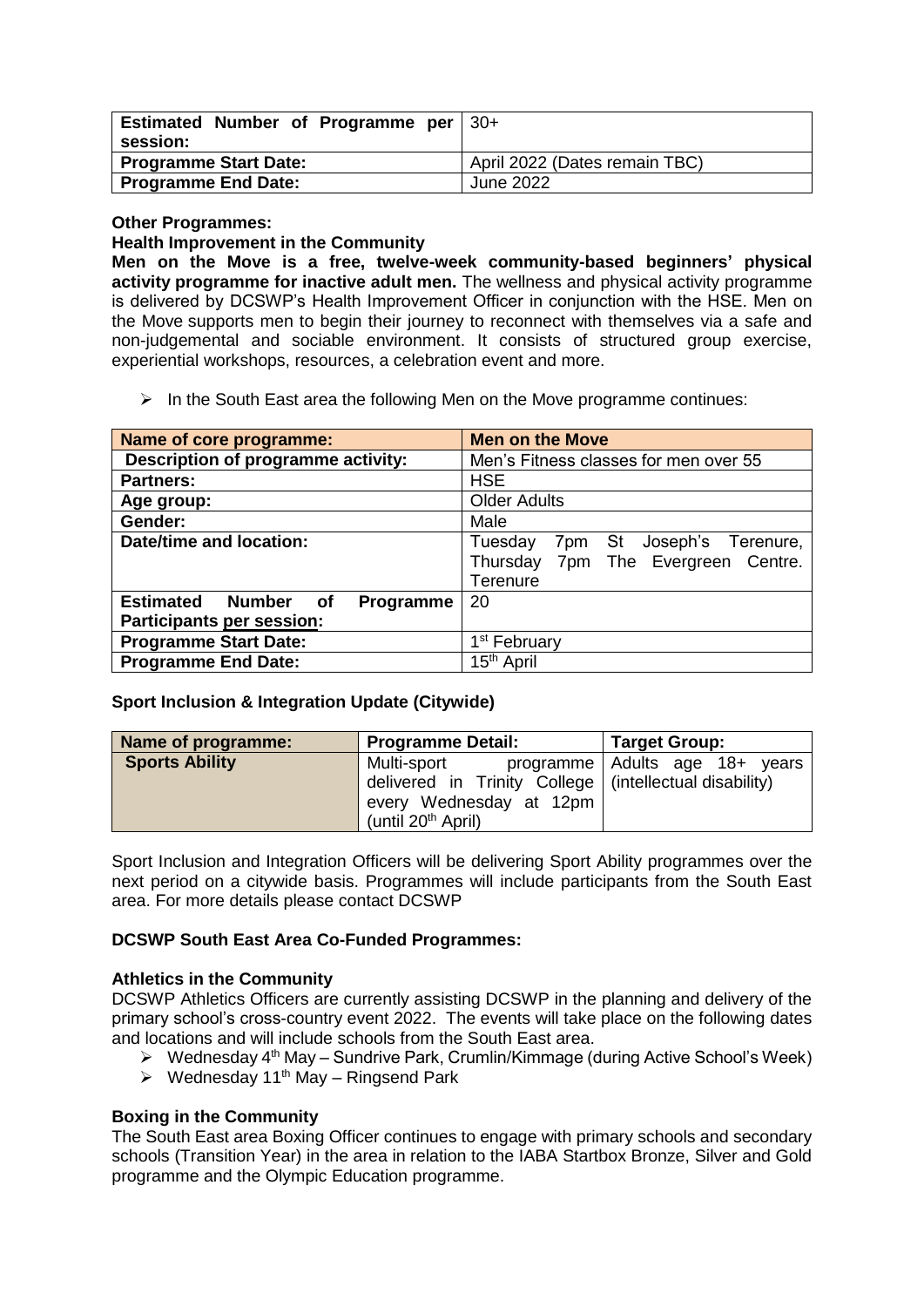| Estimated Number of Programme per session: | 30+ |
| --- | --- |
| **Programme Start Date:** | April 2022 (Dates remain TBC) |
| **Programme End Date:** | June 2022 |

**Other Programmes:**

**Health Improvement in the Community**

**Men on the Move is a free, twelve-week community-based beginners' physical activity programme for inactive adult men.** The wellness and physical activity programme is delivered by DCSWP's Health Improvement Officer in conjunction with the HSE. Men on the Move supports men to begin their journey to reconnect with themselves via a safe and non-judgemental and sociable environment. It consists of structured group exercise, experiential workshops, resources, a celebration event and more.

- In the South East area the following Men on the Move programme continues:

| Name of core programme: | Men on the Move |
| --- | --- |
| **Description of programme activity:** | Men's Fitness classes for men over 55 |
| **Partners:** | HSE |
| **Age group:** | Older Adults |
| **Gender:** | Male |
| **Date/time and location:** | Tuesday 7pm St Joseph's Terenure, Thursday 7pm The Evergreen Centre. Terenure |
| **Estimated Number of Programme Participants per session:** | 20 |
| **Programme Start Date:** | 1st February |
| **Programme End Date:** | 15th April |

**Sport Inclusion & Integration Update (Citywide)**

| Name of programme: | Programme Detail: | Target Group: |
| --- | --- | --- |
| **Sports Ability** | Multi-sport programme delivered in Trinity College every Wednesday at 12pm (until 20th April) | Adults age 18+ years (intellectual disability) |

Sport Inclusion and Integration Officers will be delivering Sport Ability programmes over the next period on a citywide basis. Programmes will include participants from the South East area. For more details please contact DCSWP

**DCSWP South East Area Co-Funded Programmes:**

**Athletics in the Community**

DCSWP Athletics Officers are currently assisting DCSWP in the planning and delivery of the primary school's cross-country event 2022. The events will take place on the following dates and locations and will include schools from the South East area.

- Wednesday 4th May – Sundrive Park, Crumlin/Kimmage (during Active School's Week)
- Wednesday 11th May – Ringsend Park

**Boxing in the Community**

The South East area Boxing Officer continues to engage with primary schools and secondary schools (Transition Year) in the area in relation to the IABA Startbox Bronze, Silver and Gold programme and the Olympic Education programme.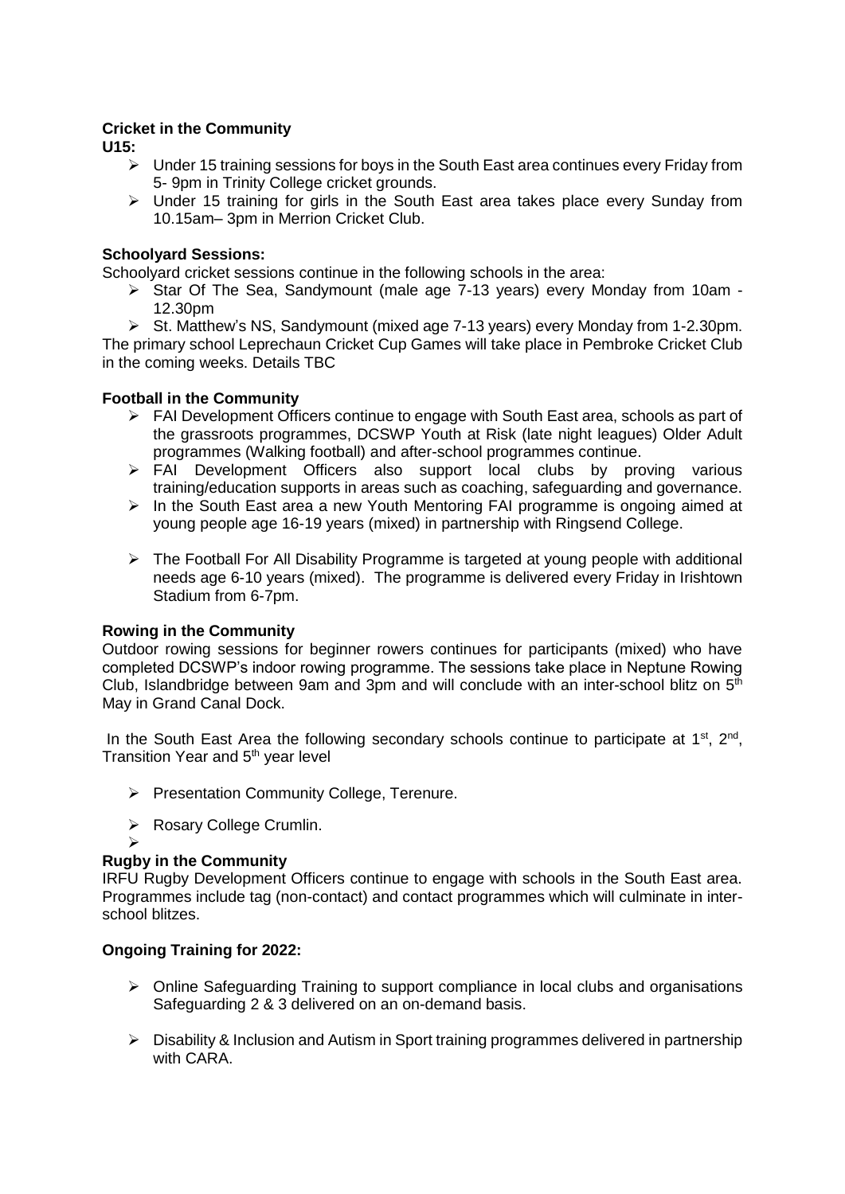**Cricket in the Community**

**U15:**

- Under 15 training sessions for boys in the South East area continues every Friday from 5- 9pm in Trinity College cricket grounds.
- Under 15 training for girls in the South East area takes place every Sunday from 10.15am– 3pm in Merrion Cricket Club.

**Schoolyard Sessions:**

Schoolyard cricket sessions continue in the following schools in the area:

- Star Of The Sea, Sandymount (male age 7-13 years) every Monday from 10am - 12.30pm
- St. Matthew's NS, Sandymount (mixed age 7-13 years) every Monday from 1-2.30pm.

The primary school Leprechaun Cricket Cup Games will take place in Pembroke Cricket Club in the coming weeks. Details TBC

**Football in the Community**

- FAI Development Officers continue to engage with South East area, schools as part of the grassroots programmes, DCSWP Youth at Risk (late night leagues) Older Adult programmes (Walking football) and after-school programmes continue.
- FAI Development Officers also support local clubs by proving various training/education supports in areas such as coaching, safeguarding and governance.
- In the South East area a new Youth Mentoring FAI programme is ongoing aimed at young people age 16-19 years (mixed) in partnership with Ringsend College.
- The Football For All Disability Programme is targeted at young people with additional needs age 6-10 years (mixed). The programme is delivered every Friday in Irishtown Stadium from 6-7pm.

**Rowing in the Community**

Outdoor rowing sessions for beginner rowers continues for participants (mixed) who have completed DCSWP's indoor rowing programme. The sessions take place in Neptune Rowing Club, Islandbridge between 9am and 3pm and will conclude with an inter-school blitz on 5th May in Grand Canal Dock.

In the South East Area the following secondary schools continue to participate at 1st, 2nd, Transition Year and 5th year level

- Presentation Community College, Terenure.
- Rosary College Crumlin.

**Rugby in the Community**

IRFU Rugby Development Officers continue to engage with schools in the South East area. Programmes include tag (non-contact) and contact programmes which will culminate in inter-school blitzes.

**Ongoing Training for 2022:**

- Online Safeguarding Training to support compliance in local clubs and organisations Safeguarding 2 & 3 delivered on an on-demand basis.
- Disability & Inclusion and Autism in Sport training programmes delivered in partnership with CARA.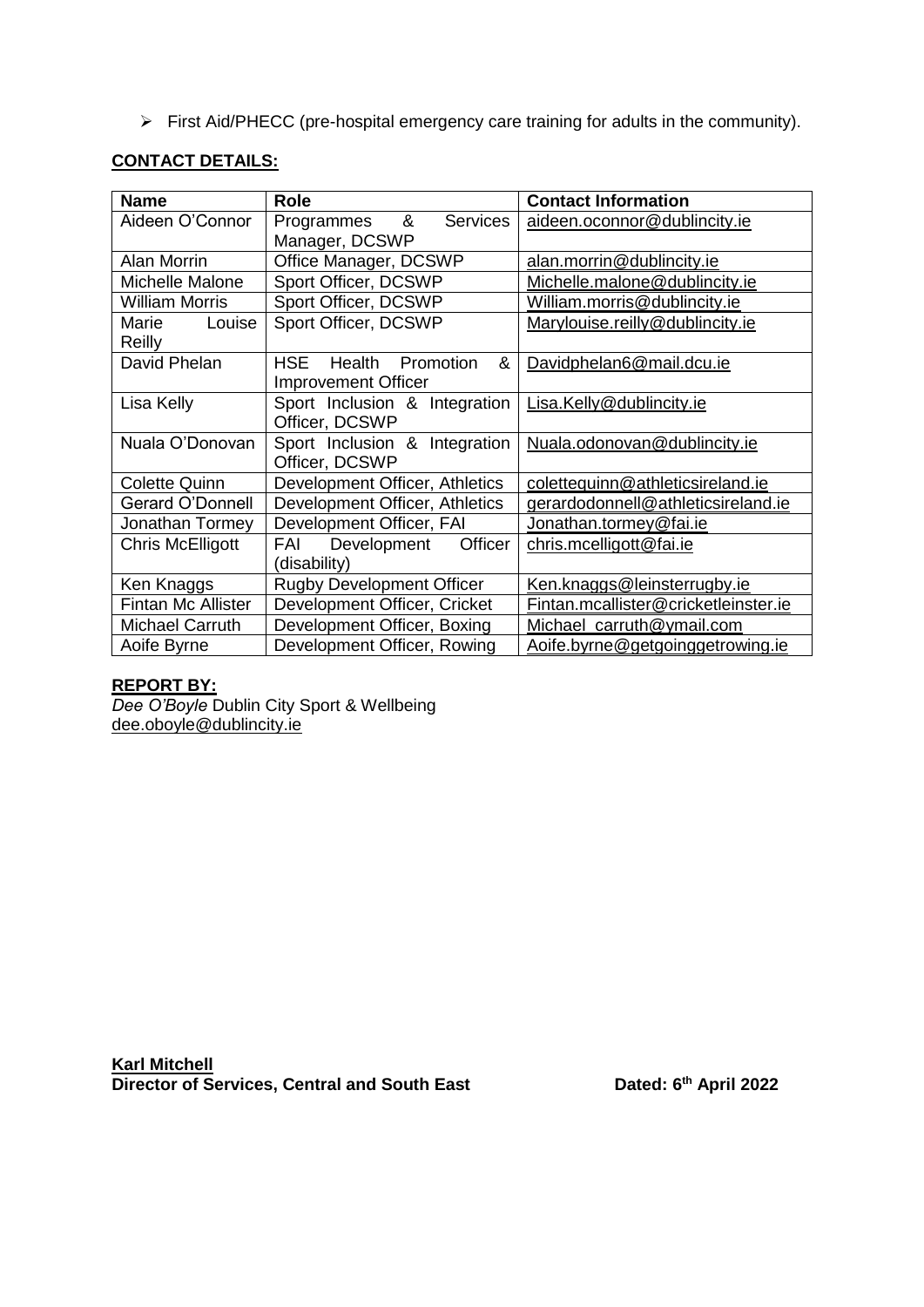- First Aid/PHECC (pre-hospital emergency care training for adults in the community).

**CONTACT DETAILS:**

| Name | Role | Contact Information |
|---|---|---|
| Aideen O'Connor | Programmes & Services Manager, DCSWP | aideen.oconnor@dublincity.ie |
| Alan Morrin | Office Manager, DCSWP | alan.morrin@dublincity.ie |
| Michelle Malone | Sport Officer, DCSWP | Michelle.malone@dublincity.ie |
| William Morris | Sport Officer, DCSWP | William.morris@dublincity.ie |
| Marie Louise Reilly | Sport Officer, DCSWP | Marylouise.reilly@dublincity.ie |
| David Phelan | HSE Health Promotion & Improvement Officer | Davidphelan6@mail.dcu.ie |
| Lisa Kelly | Sport Inclusion & Integration Officer, DCSWP | Lisa.Kelly@dublincity.ie |
| Nuala O'Donovan | Sport Inclusion & Integration Officer, DCSWP | Nuala.odonovan@dublincity.ie |
| Colette Quinn | Development Officer, Athletics | colettequinn@athleticsireland.ie |
| Gerard O'Donnell | Development Officer, Athletics | gerardodonnell@athleticsireland.ie |
| Jonathan Tormey | Development Officer, FAI | Jonathan.tormey@fai.ie |
| Chris McElligott | FAI Development Officer (disability) | chris.mcelligott@fai.ie |
| Ken Knaggs | Rugby Development Officer | Ken.knaggs@leinsterrugby.ie |
| Fintan Mc Allister | Development Officer, Cricket | Fintan.mcallister@cricketleinster.ie |
| Michael Carruth | Development Officer, Boxing | Michael_carruth@ymail.com |
| Aoife Byrne | Development Officer, Rowing | Aoife.byrne@getgoinggetrowing.ie |

**REPORT BY:**
*Dee O'Boyle* Dublin City Sport & Wellbeing
dee.oboyle@dublincity.ie

**Karl Mitchell**
**Director of Services, Central and South East** **Dated: 6th April 2022**